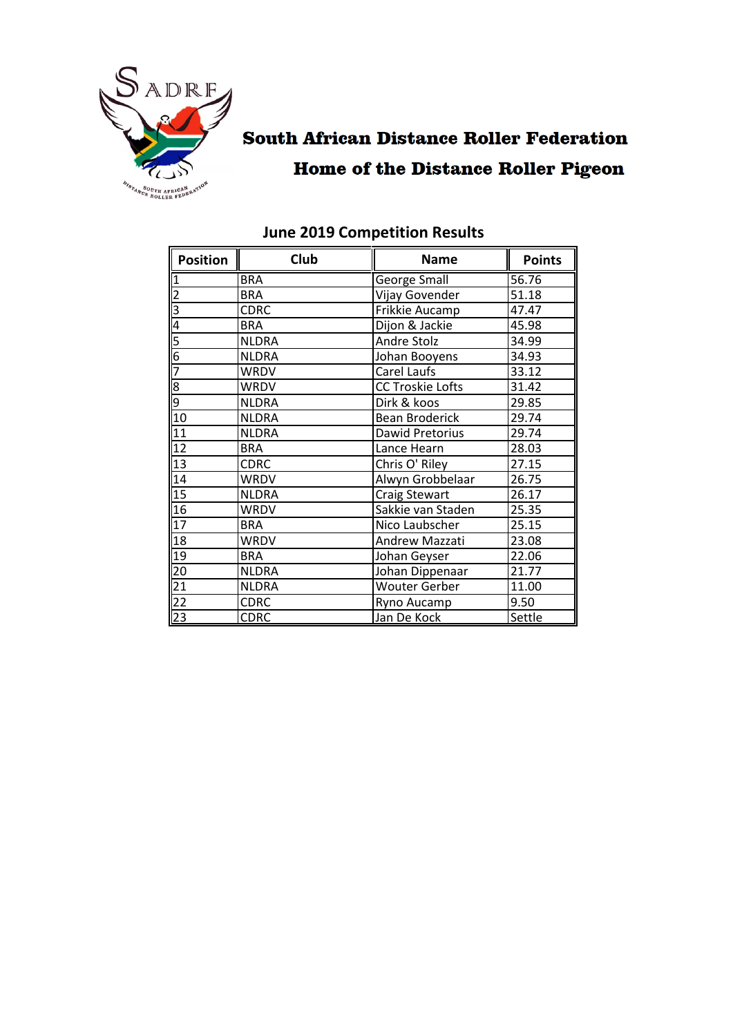# South African Distance Roller Federation

## Home of the Distance Roller Pigeon

### June 2019 Competition Results

| Position | Club | Name | Points |
|---|---|---|---|
| 1 | BRA | George Small | 56.76 |
| 2 | BRA | Vijay Govender | 51.18 |
| 3 | CDRC | Frikkie Aucamp | 47.47 |
| 4 | BRA | Dijon & Jackie | 45.98 |
| 5 | NLDRA | Andre Stolz | 34.99 |
| 6 | NLDRA | Johan Booyens | 34.93 |
| 7 | WRDV | Carel Laufs | 33.12 |
| 8 | WRDV | CC Troskie Lofts | 31.42 |
| 9 | NLDRA | Dirk & koos | 29.85 |
| 10 | NLDRA | Bean Broderick | 29.74 |
| 11 | NLDRA | Dawid Pretorius | 29.74 |
| 12 | BRA | Lance Hearn | 28.03 |
| 13 | CDRC | Chris O' Riley | 27.15 |
| 14 | WRDV | Alwyn Grobbelaar | 26.75 |
| 15 | NLDRA | Craig Stewart | 26.17 |
| 16 | WRDV | Sakkie van Staden | 25.35 |
| 17 | BRA | Nico Laubscher | 25.15 |
| 18 | WRDV | Andrew Mazzati | 23.08 |
| 19 | BRA | Johan Geyser | 22.06 |
| 20 | NLDRA | Johan Dippenaar | 21.77 |
| 21 | NLDRA | Wouter Gerber | 11.00 |
| 22 | CDRC | Ryno Aucamp | 9.50 |
| 23 | CDRC | Jan De Kock | Settle |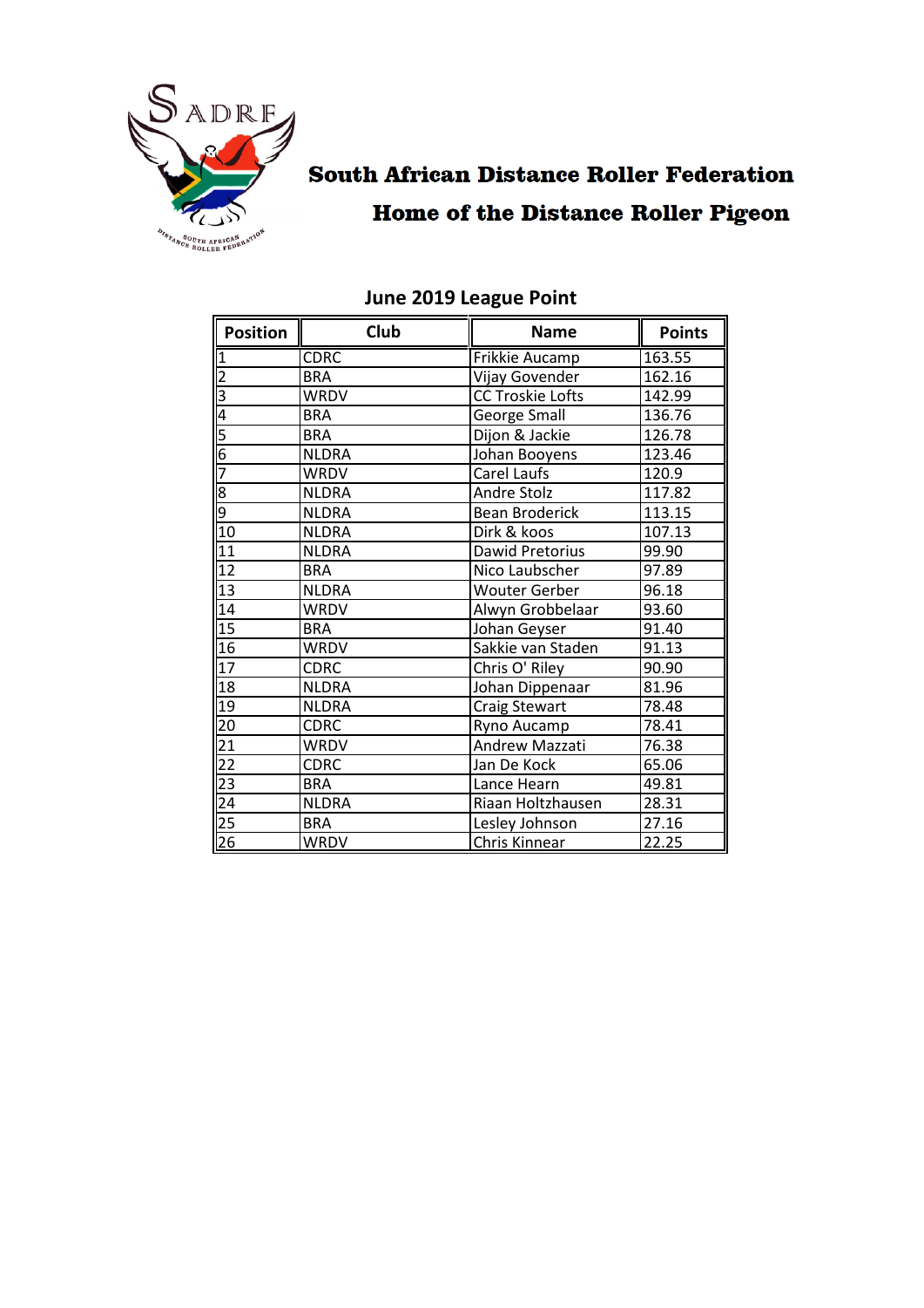**South African Distance Roller Federation**

**Home of the Distance Roller Pigeon**

## June 2019 League Point

| Position | Club | Name | Points |
|---|---|---|---|
| 1 | CDRC | Frikkie Aucamp | 163.55 |
| 2 | BRA | Vijay Govender | 162.16 |
| 3 | WRDV | CC Troskie Lofts | 142.99 |
| 4 | BRA | George Small | 136.76 |
| 5 | BRA | Dijon & Jackie | 126.78 |
| 6 | NLDRA | Johan Booyens | 123.46 |
| 7 | WRDV | Carel Laufs | 120.9 |
| 8 | NLDRA | Andre Stolz | 117.82 |
| 9 | NLDRA | Bean Broderick | 113.15 |
| 10 | NLDRA | Dirk & koos | 107.13 |
| 11 | NLDRA | Dawid Pretorius | 99.90 |
| 12 | BRA | Nico Laubscher | 97.89 |
| 13 | NLDRA | Wouter Gerber | 96.18 |
| 14 | WRDV | Alwyn Grobbelaar | 93.60 |
| 15 | BRA | Johan Geyser | 91.40 |
| 16 | WRDV | Sakkie van Staden | 91.13 |
| 17 | CDRC | Chris O' Riley | 90.90 |
| 18 | NLDRA | Johan Dippenaar | 81.96 |
| 19 | NLDRA | Craig Stewart | 78.48 |
| 20 | CDRC | Ryno Aucamp | 78.41 |
| 21 | WRDV | Andrew Mazzati | 76.38 |
| 22 | CDRC | Jan De Kock | 65.06 |
| 23 | BRA | Lance Hearn | 49.81 |
| 24 | NLDRA | Riaan Holtzhausen | 28.31 |
| 25 | BRA | Lesley Johnson | 27.16 |
| 26 | WRDV | Chris Kinnear | 22.25 |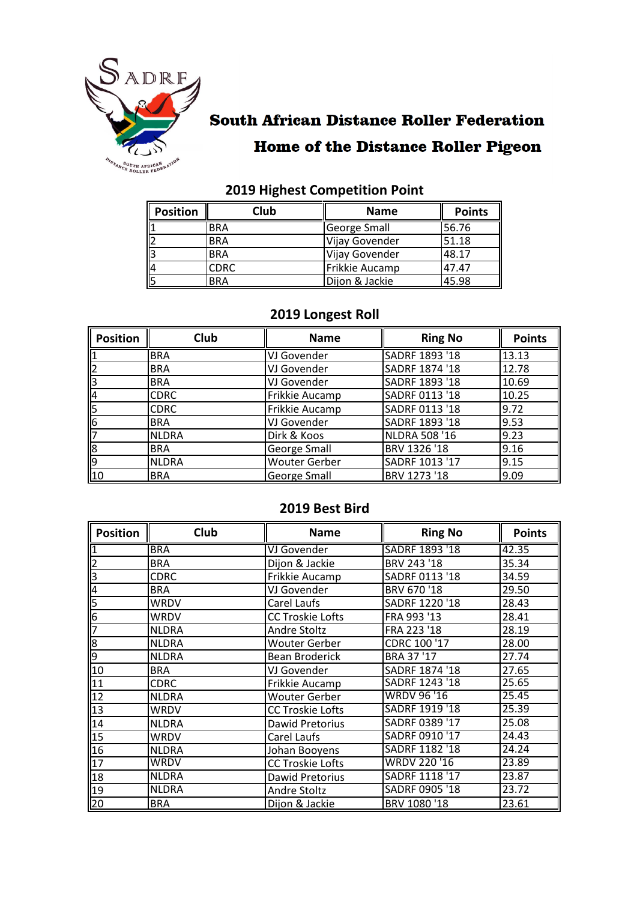# South African Distance Roller Federation

## Home of the Distance Roller Pigeon

### 2019 Highest Competition Point

| Position | Club | Name | Points |
|---|---|---|---|
| 1 | BRA | George Small | 56.76 |
| 2 | BRA | Vijay Govender | 51.18 |
| 3 | BRA | Vijay Govender | 48.17 |
| 4 | CDRC | Frikkie Aucamp | 47.47 |
| 5 | BRA | Dijon & Jackie | 45.98 |

### 2019 Longest Roll

| Position | Club | Name | Ring No | Points |
|---|---|---|---|---|
| 1 | BRA | VJ Govender | SADRF 1893 '18 | 13.13 |
| 2 | BRA | VJ Govender | SADRF 1874 '18 | 12.78 |
| 3 | BRA | VJ Govender | SADRF 1893 '18 | 10.69 |
| 4 | CDRC | Frikkie Aucamp | SADRF 0113 '18 | 10.25 |
| 5 | CDRC | Frikkie Aucamp | SADRF 0113 '18 | 9.72 |
| 6 | BRA | VJ Govender | SADRF 1893 '18 | 9.53 |
| 7 | NLDRA | Dirk & Koos | NLDRA 508 '16 | 9.23 |
| 8 | BRA | George Small | BRV 1326 '18 | 9.16 |
| 9 | NLDRA | Wouter Gerber | SADRF 1013 '17 | 9.15 |
| 10 | BRA | George Small | BRV 1273 '18 | 9.09 |

### 2019 Best Bird

| Position | Club | Name | Ring No | Points |
|---|---|---|---|---|
| 1 | BRA | VJ Govender | SADRF 1893 '18 | 42.35 |
| 2 | BRA | Dijon & Jackie | BRV 243 '18 | 35.34 |
| 3 | CDRC | Frikkie Aucamp | SADRF 0113 '18 | 34.59 |
| 4 | BRA | VJ Govender | BRV 670 '18 | 29.50 |
| 5 | WRDV | Carel Laufs | SADRF 1220 '18 | 28.43 |
| 6 | WRDV | CC Troskie Lofts | FRA 993 '13 | 28.41 |
| 7 | NLDRA | Andre Stoltz | FRA 223 '18 | 28.19 |
| 8 | NLDRA | Wouter Gerber | CDRC 100 '17 | 28.00 |
| 9 | NLDRA | Bean Broderick | BRA 37 '17 | 27.74 |
| 10 | BRA | VJ Govender | SADRF 1874 '18 | 27.65 |
| 11 | CDRC | Frikkie Aucamp | SADRF 1243 '18 | 25.65 |
| 12 | NLDRA | Wouter Gerber | WRDV 96 '16 | 25.45 |
| 13 | WRDV | CC Troskie Lofts | SADRF 1919 '18 | 25.39 |
| 14 | NLDRA | Dawid Pretorius | SADRF 0389 '17 | 25.08 |
| 15 | WRDV | Carel Laufs | SADRF 0910 '17 | 24.43 |
| 16 | NLDRA | Johan Booyens | SADRF 1182 '18 | 24.24 |
| 17 | WRDV | CC Troskie Lofts | WRDV 220 '16 | 23.89 |
| 18 | NLDRA | Dawid Pretorius | SADRF 1118 '17 | 23.87 |
| 19 | NLDRA | Andre Stoltz | SADRF 0905 '18 | 23.72 |
| 20 | BRA | Dijon & Jackie | BRV 1080 '18 | 23.61 |